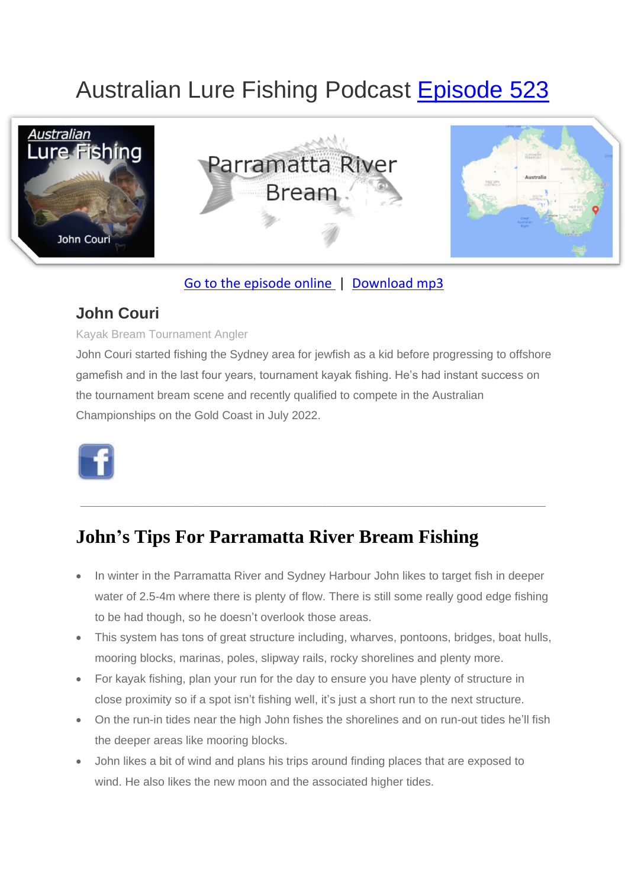# Australian Lure Fishing Podcast Episode 523

Go to the episode online | Download mp3

### John Couri

Kayak Bream Tournament Angler

John Couri started fishing the Sydney area for jewfish as a kid before progressing to offshore gamefish and in the last four years, tournament kayak fishing. He's had instant success on the tournament bream scene and recently qualified to compete in the Australian Championships on the Gold Coast in July 2022.

---

## John's Tips For Parramatta River Bream Fishing

- In winter in the Parramatta River and Sydney Harbour John likes to target fish in deeper water of 2.5-4m where there is plenty of flow. There is still some really good edge fishing to be had though, so he doesn't overlook those areas.
- This system has tons of great structure including, wharves, pontoons, bridges, boat hulls, mooring blocks, marinas, poles, slipway rails, rocky shorelines and plenty more.
- For kayak fishing, plan your run for the day to ensure you have plenty of structure in close proximity so if a spot isn't fishing well, it's just a short run to the next structure.
- On the run-in tides near the high John fishes the shorelines and on run-out tides he'll fish the deeper areas like mooring blocks.
- John likes a bit of wind and plans his trips around finding places that are exposed to wind. He also likes the new moon and the associated higher tides.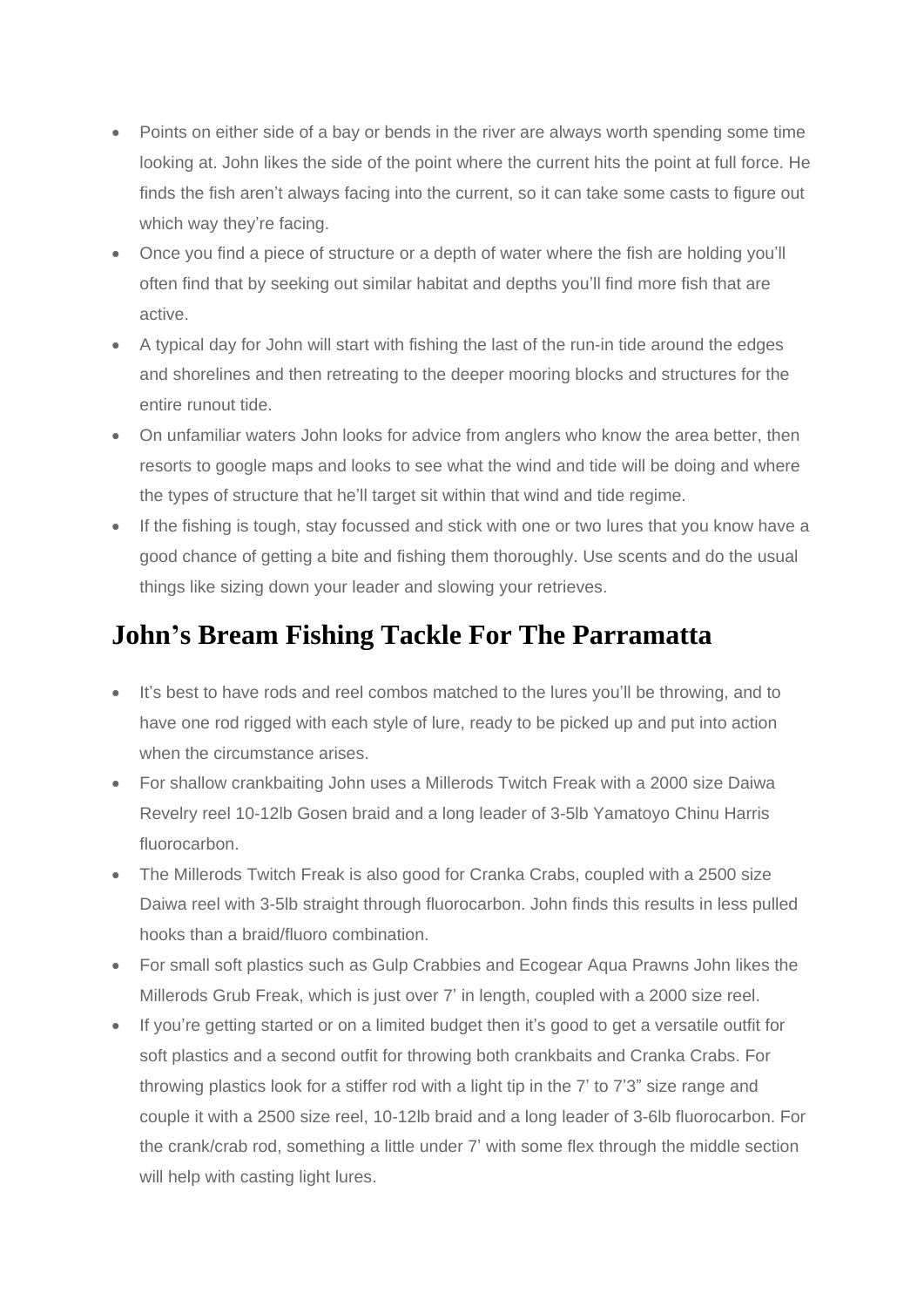- Points on either side of a bay or bends in the river are always worth spending some time looking at. John likes the side of the point where the current hits the point at full force. He finds the fish aren't always facing into the current, so it can take some casts to figure out which way they're facing.
- Once you find a piece of structure or a depth of water where the fish are holding you'll often find that by seeking out similar habitat and depths you'll find more fish that are active.
- A typical day for John will start with fishing the last of the run-in tide around the edges and shorelines and then retreating to the deeper mooring blocks and structures for the entire runout tide.
- On unfamiliar waters John looks for advice from anglers who know the area better, then resorts to google maps and looks to see what the wind and tide will be doing and where the types of structure that he'll target sit within that wind and tide regime.
- If the fishing is tough, stay focussed and stick with one or two lures that you know have a good chance of getting a bite and fishing them thoroughly. Use scents and do the usual things like sizing down your leader and slowing your retrieves.

## John's Bream Fishing Tackle For The Parramatta

- It's best to have rods and reel combos matched to the lures you'll be throwing, and to have one rod rigged with each style of lure, ready to be picked up and put into action when the circumstance arises.
- For shallow crankbaiting John uses a Millerods Twitch Freak with a 2000 size Daiwa Revelry reel 10-12lb Gosen braid and a long leader of 3-5lb Yamatoyo Chinu Harris fluorocarbon.
- The Millerods Twitch Freak is also good for Cranka Crabs, coupled with a 2500 size Daiwa reel with 3-5lb straight through fluorocarbon. John finds this results in less pulled hooks than a braid/fluoro combination.
- For small soft plastics such as Gulp Crabbies and Ecogear Aqua Prawns John likes the Millerods Grub Freak, which is just over 7' in length, coupled with a 2000 size reel.
- If you're getting started or on a limited budget then it's good to get a versatile outfit for soft plastics and a second outfit for throwing both crankbaits and Cranka Crabs. For throwing plastics look for a stiffer rod with a light tip in the 7' to 7'3" size range and couple it with a 2500 size reel, 10-12lb braid and a long leader of 3-6lb fluorocarbon. For the crank/crab rod, something a little under 7' with some flex through the middle section will help with casting light lures.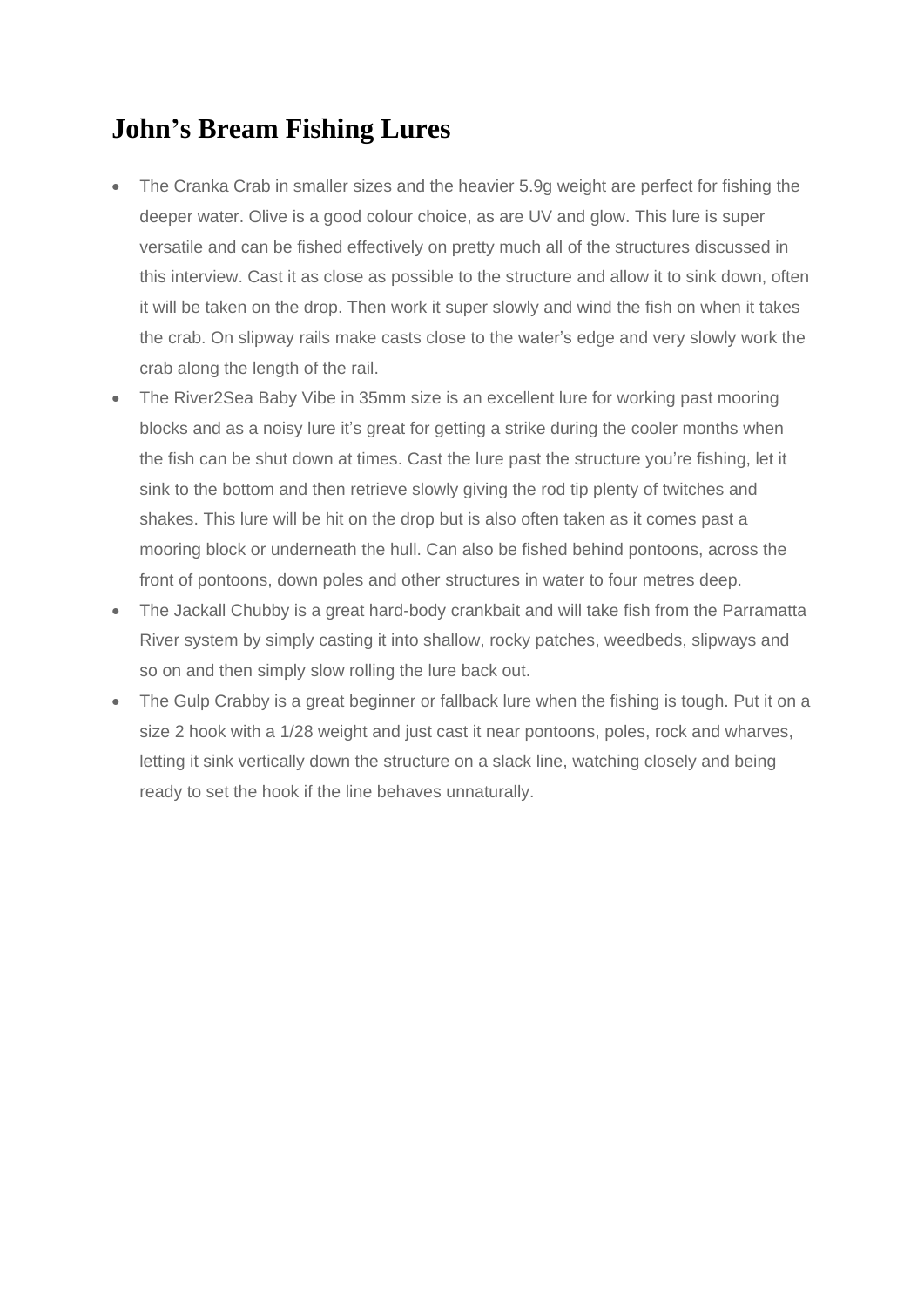# John's Bream Fishing Lures

- The Cranka Crab in smaller sizes and the heavier 5.9g weight are perfect for fishing the deeper water. Olive is a good colour choice, as are UV and glow. This lure is super versatile and can be fished effectively on pretty much all of the structures discussed in this interview. Cast it as close as possible to the structure and allow it to sink down, often it will be taken on the drop. Then work it super slowly and wind the fish on when it takes the crab. On slipway rails make casts close to the water's edge and very slowly work the crab along the length of the rail.
- The River2Sea Baby Vibe in 35mm size is an excellent lure for working past mooring blocks and as a noisy lure it's great for getting a strike during the cooler months when the fish can be shut down at times. Cast the lure past the structure you're fishing, let it sink to the bottom and then retrieve slowly giving the rod tip plenty of twitches and shakes. This lure will be hit on the drop but is also often taken as it comes past a mooring block or underneath the hull. Can also be fished behind pontoons, across the front of pontoons, down poles and other structures in water to four metres deep.
- The Jackall Chubby is a great hard-body crankbait and will take fish from the Parramatta River system by simply casting it into shallow, rocky patches, weedbeds, slipways and so on and then simply slow rolling the lure back out.
- The Gulp Crabby is a great beginner or fallback lure when the fishing is tough. Put it on a size 2 hook with a 1/28 weight and just cast it near pontoons, poles, rock and wharves, letting it sink vertically down the structure on a slack line, watching closely and being ready to set the hook if the line behaves unnaturally.